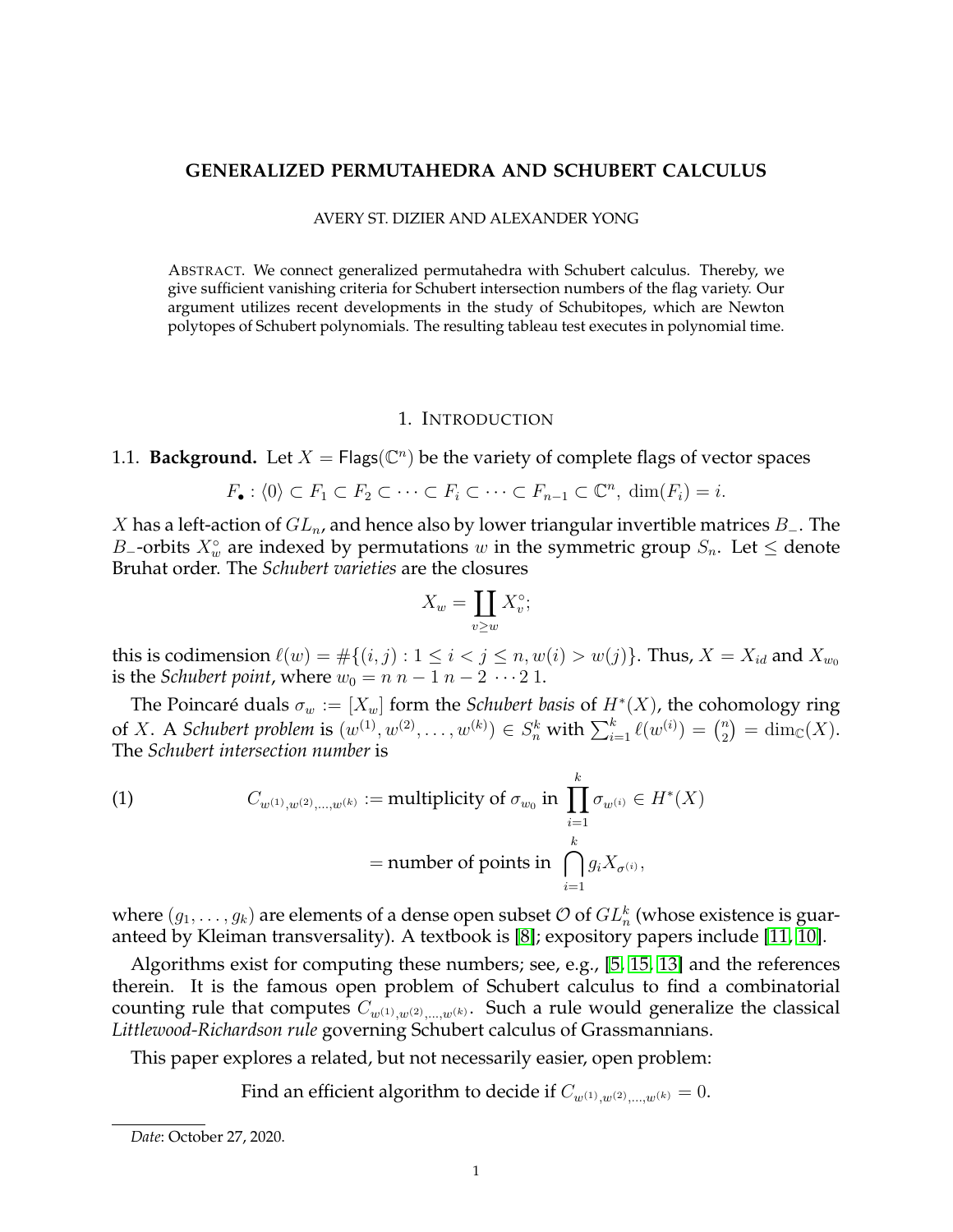# GENERALIZED PERMUTAHEDRA AND SCHUBERT CALCULUS

AVERY ST. DIZIER AND ALEXANDER YONG

ABSTRACT. We connect generalized permutahedra with Schubert calculus. Thereby, we give sufficient vanishing criteria for Schubert intersection numbers of the flag variety. Our argument utilizes recent developments in the study of Schubitopes, which are Newton polytopes of Schubert polynomials. The resulting tableau test executes in polynomial time.

## 1. INTRODUCTION

### 1.1. Background.

Let $X = \mathsf{Flags}(\mathbb{C}^n)$ be the variety of complete flags of vector spaces

$$F_\bullet : \langle 0 \rangle \subset F_1 \subset F_2 \subset \cdots \subset F_i \subset \cdots \subset F_{n-1} \subset \mathbb{C}^n, \ \dim(F_i) = i.$$

$X$ has a left-action of $GL_n$, and hence also by lower triangular invertible matrices $B_-$. The $B_-$-orbits $X_w^\circ$ are indexed by permutations $w$ in the symmetric group $S_n$. Let $\leq$ denote Bruhat order. The *Schubert varieties* are the closures

$$X_w = \coprod_{v \geq w} X_v^\circ;$$

this is codimension $\ell(w) = \#\{(i,j) : 1 \leq i < j \leq n, w(i) > w(j)\}$. Thus, $X = X_{id}$ and $X_{w_0}$ is the *Schubert point*, where $w_0 = n \ n-1 \ n-2 \ \cdots 2 \ 1$.

The Poincaré duals $\sigma_w := [X_w]$ form the *Schubert basis* of $H^*(X)$, the cohomology ring of $X$. A *Schubert problem* is $(w^{(1)}, w^{(2)}, \ldots, w^{(k)}) \in S_n^k$ with $\sum_{i=1}^k \ell(w^{(i)}) = \binom{n}{2} = \dim_{\mathbb{C}}(X)$. The *Schubert intersection number* is

$$C_{w^{(1)},w^{(2)},\ldots,w^{(k)}} := \text{multiplicity of } \sigma_{w_0} \text{ in } \prod_{i=1}^k \sigma_{w^{(i)}} \in H^*(X) \tag{1}$$

$$= \text{number of points in } \bigcap_{i=1}^k g_i X_{\sigma^{(i)}},$$

where $(g_1, \ldots, g_k)$ are elements of a dense open subset $\mathcal{O}$ of $GL_n^k$ (whose existence is guaranteed by Kleiman transversality). A textbook is [8]; expository papers include [11, 10].

Algorithms exist for computing these numbers; see, e.g., [5, 15, 13] and the references therein. It is the famous open problem of Schubert calculus to find a combinatorial counting rule that computes $C_{w^{(1)},w^{(2)},\ldots,w^{(k)}}$. Such a rule would generalize the classical *Littlewood-Richardson rule* governing Schubert calculus of Grassmannians.

This paper explores a related, but not necessarily easier, open problem:

Find an efficient algorithm to decide if $C_{w^{(1)},w^{(2)},\ldots,w^{(k)}} = 0$.

*Date*: October 27, 2020.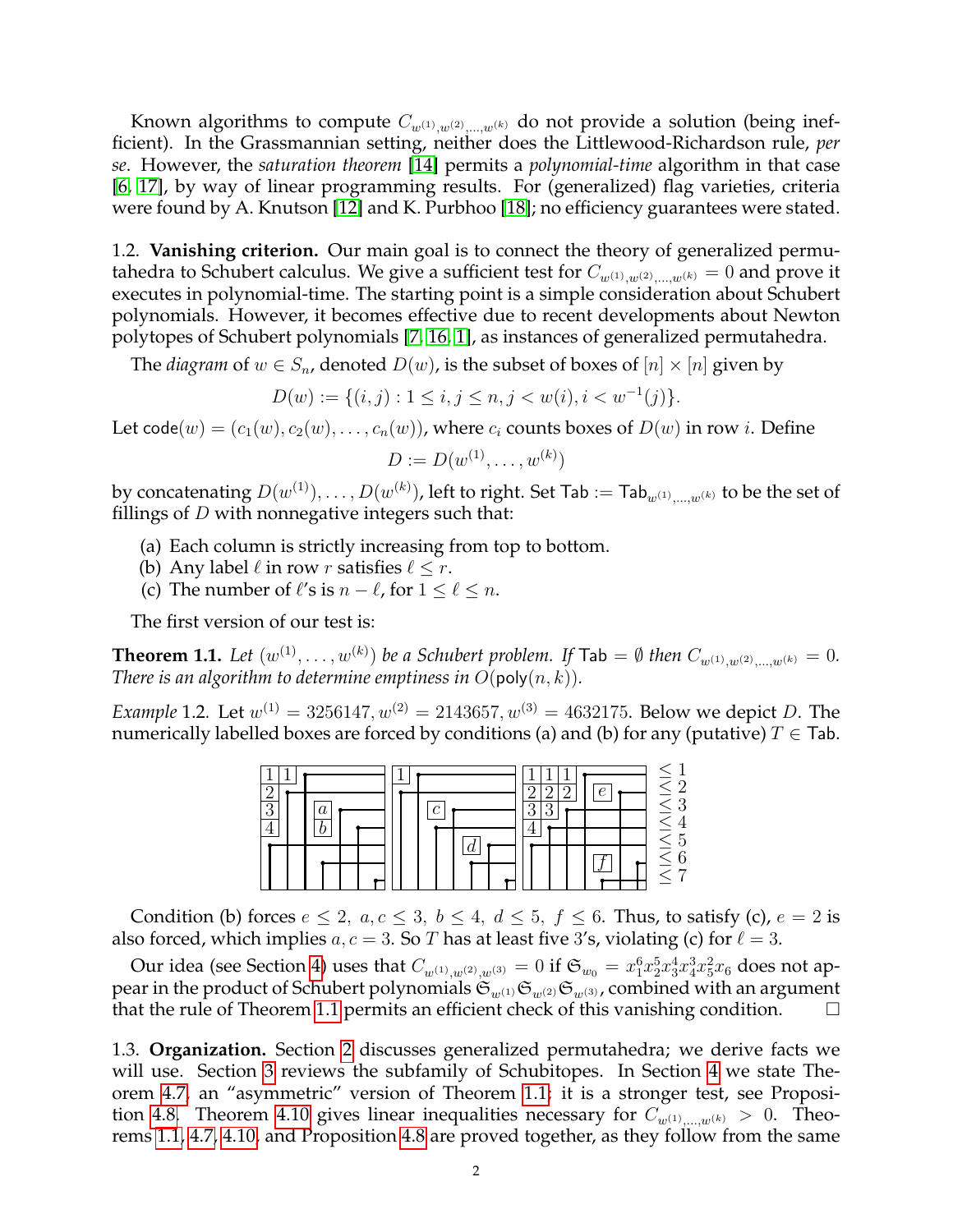Known algorithms to compute $C_{w^{(1)},w^{(2)},\ldots,w^{(k)}}$ do not provide a solution (being inefficient). In the Grassmannian setting, neither does the Littlewood-Richardson rule, *per se*. However, the *saturation theorem* [14] permits a *polynomial-time* algorithm in that case [6, 17], by way of linear programming results. For (generalized) flag varieties, criteria were found by A. Knutson [12] and K. Purbhoo [18]; no efficiency guarantees were stated.

1.2. **Vanishing criterion.** Our main goal is to connect the theory of generalized permutahedra to Schubert calculus. We give a sufficient test for $C_{w^{(1)},w^{(2)},\ldots,w^{(k)}} = 0$ and prove it executes in polynomial-time. The starting point is a simple consideration about Schubert polynomials. However, it becomes effective due to recent developments about Newton polytopes of Schubert polynomials [7, 16, 1], as instances of generalized permutahedra.

The *diagram* of $w \in S_n$, denoted $D(w)$, is the subset of boxes of $[n] \times [n]$ given by

$$D(w) := \{(i,j) : 1 \leq i,j \leq n, j < w(i), i < w^{-1}(j)\}.$$

Let $\mathsf{code}(w) = (c_1(w), c_2(w), \ldots, c_n(w))$, where $c_i$ counts boxes of $D(w)$ in row $i$. Define

$$D := D(w^{(1)}, \ldots, w^{(k)})$$

by concatenating $D(w^{(1)}), \ldots, D(w^{(k)})$, left to right. Set $\mathsf{Tab} := \mathsf{Tab}_{w^{(1)},\ldots,w^{(k)}}$ to be the set of fillings of $D$ with nonnegative integers such that:

(a) Each column is strictly increasing from top to bottom.
(b) Any label $\ell$ in row $r$ satisfies $\ell \leq r$.
(c) The number of $\ell$'s is $n - \ell$, for $1 \leq \ell \leq n$.

The first version of our test is:

**Theorem 1.1.** *Let $(w^{(1)}, \ldots, w^{(k)})$ be a Schubert problem. If $\mathsf{Tab} = \emptyset$ then $C_{w^{(1)},w^{(2)},\ldots,w^{(k)}} = 0$. There is an algorithm to determine emptiness in $O(\mathsf{poly}(n,k))$.*

*Example* 1.2. Let $w^{(1)} = 3256147, w^{(2)} = 2143657, w^{(3)} = 4632175$. Below we depict $D$. The numerically labelled boxes are forced by conditions (a) and (b) for any (putative) $T \in \mathsf{Tab}$.

Condition (b) forces $e \leq 2,\ a, c \leq 3,\ b \leq 4,\ d \leq 5,\ f \leq 6$. Thus, to satisfy (c), $e = 2$ is also forced, which implies $a, c = 3$. So $T$ has at least five 3's, violating (c) for $\ell = 3$.

Our idea (see Section 4) uses that $C_{w^{(1)},w^{(2)},w^{(3)}} = 0$ if $\mathfrak{S}_{w_0} = x_1^6 x_2^5 x_3^4 x_4^3 x_5^2 x_6$ does not appear in the product of Schubert polynomials $\mathfrak{S}_{w^{(1)}}\mathfrak{S}_{w^{(2)}}\mathfrak{S}_{w^{(3)}}$, combined with an argument that the rule of Theorem 1.1 permits an efficient check of this vanishing condition. $\square$

1.3. **Organization.** Section 2 discusses generalized permutahedra; we derive facts we will use. Section 3 reviews the subfamily of Schubitopes. In Section 4 we state Theorem 4.7, an "asymmetric" version of Theorem 1.1; it is a stronger test, see Proposition 4.8. Theorem 4.10 gives linear inequalities necessary for $C_{w^{(1)},\ldots,w^{(k)}} > 0$. Theorems 1.1, 4.7, 4.10, and Proposition 4.8 are proved together, as they follow from the same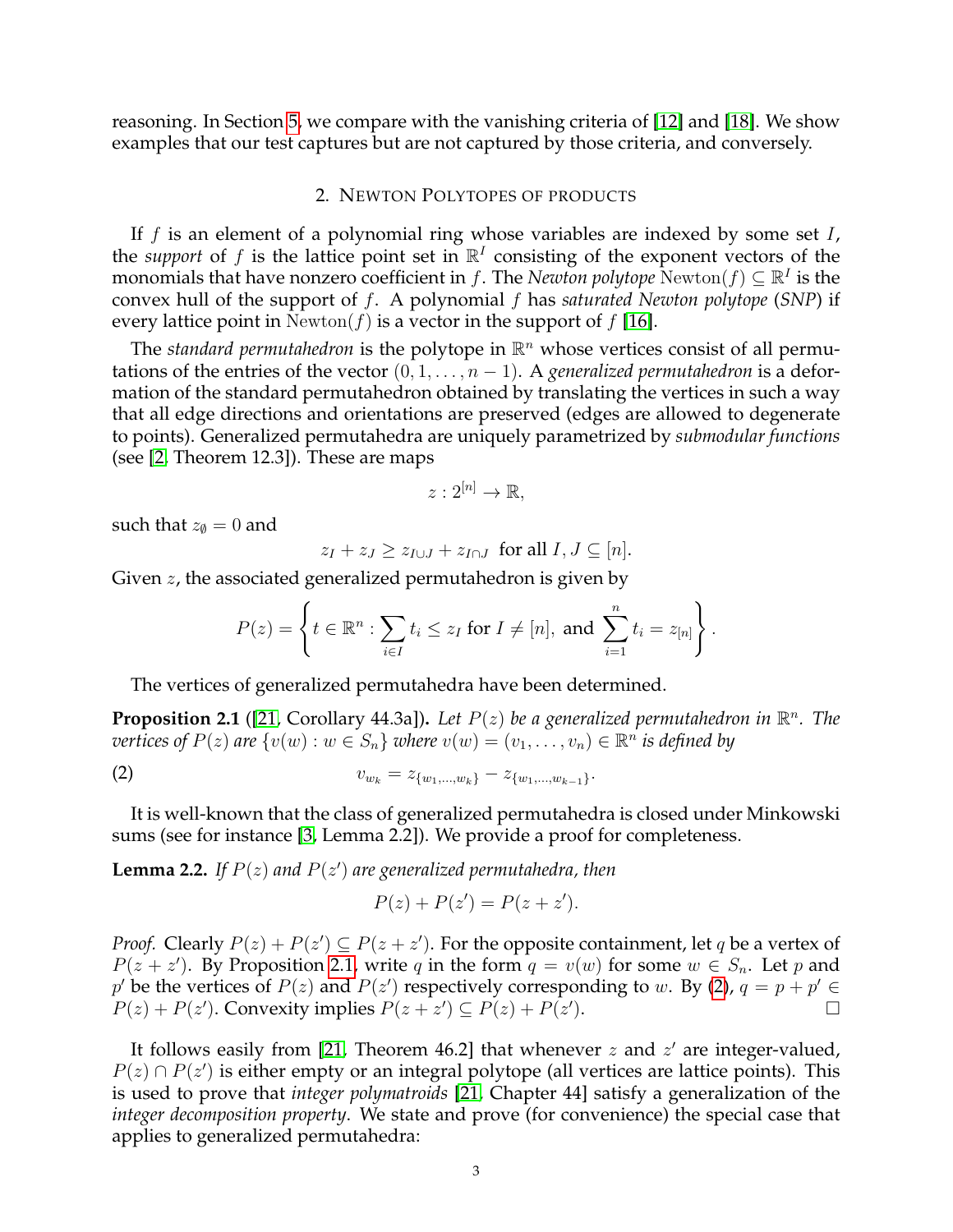reasoning. In Section 5, we compare with the vanishing criteria of [12] and [18]. We show examples that our test captures but are not captured by those criteria, and conversely.

## 2. Newton Polytopes of products

If $f$ is an element of a polynomial ring whose variables are indexed by some set $I$, the *support* of $f$ is the lattice point set in $\mathbb{R}^I$ consisting of the exponent vectors of the monomials that have nonzero coefficient in $f$. The *Newton polytope* $\mathrm{Newton}(f) \subseteq \mathbb{R}^I$ is the convex hull of the support of $f$. A polynomial $f$ has *saturated Newton polytope* (*SNP*) if every lattice point in $\mathrm{Newton}(f)$ is a vector in the support of $f$ [16].

The *standard permutahedron* is the polytope in $\mathbb{R}^n$ whose vertices consist of all permutations of the entries of the vector $(0, 1, \ldots, n-1)$. A *generalized permutahedron* is a deformation of the standard permutahedron obtained by translating the vertices in such a way that all edge directions and orientations are preserved (edges are allowed to degenerate to points). Generalized permutahedra are uniquely parametrized by *submodular functions* (see [2, Theorem 12.3]). These are maps

$$z : 2^{[n]} \to \mathbb{R},$$

such that $z_\emptyset = 0$ and

$$z_I + z_J \geq z_{I \cup J} + z_{I \cap J} \text{ for all } I, J \subseteq [n].$$

Given $z$, the associated generalized permutahedron is given by

$$P(z) = \left\{ t \in \mathbb{R}^n : \sum_{i \in I} t_i \leq z_I \text{ for } I \neq [n], \text{ and } \sum_{i=1}^{n} t_i = z_{[n]} \right\}.$$

The vertices of generalized permutahedra have been determined.

**Proposition 2.1** ([21, Corollary 44.3a]). *Let $P(z)$ be a generalized permutahedron in $\mathbb{R}^n$. The vertices of $P(z)$ are $\{v(w) : w \in S_n\}$ where $v(w) = (v_1, \ldots, v_n) \in \mathbb{R}^n$ is defined by*

$$v_{w_k} = z_{\{w_1, \ldots, w_k\}} - z_{\{w_1, \ldots, w_{k-1}\}}. \tag{2}$$

It is well-known that the class of generalized permutahedra is closed under Minkowski sums (see for instance [3, Lemma 2.2]). We provide a proof for completeness.

**Lemma 2.2.** *If $P(z)$ and $P(z')$ are generalized permutahedra, then*

$$P(z) + P(z') = P(z + z').$$

*Proof.* Clearly $P(z) + P(z') \subseteq P(z + z')$. For the opposite containment, let $q$ be a vertex of $P(z + z')$. By Proposition 2.1, write $q$ in the form $q = v(w)$ for some $w \in S_n$. Let $p$ and $p'$ be the vertices of $P(z)$ and $P(z')$ respectively corresponding to $w$. By (2), $q = p + p' \in P(z) + P(z')$. Convexity implies $P(z + z') \subseteq P(z) + P(z')$. □

It follows easily from [21, Theorem 46.2] that whenever $z$ and $z'$ are integer-valued, $P(z) \cap P(z')$ is either empty or an integral polytope (all vertices are lattice points). This is used to prove that *integer polymatroids* [21, Chapter 44] satisfy a generalization of the *integer decomposition property*. We state and prove (for convenience) the special case that applies to generalized permutahedra: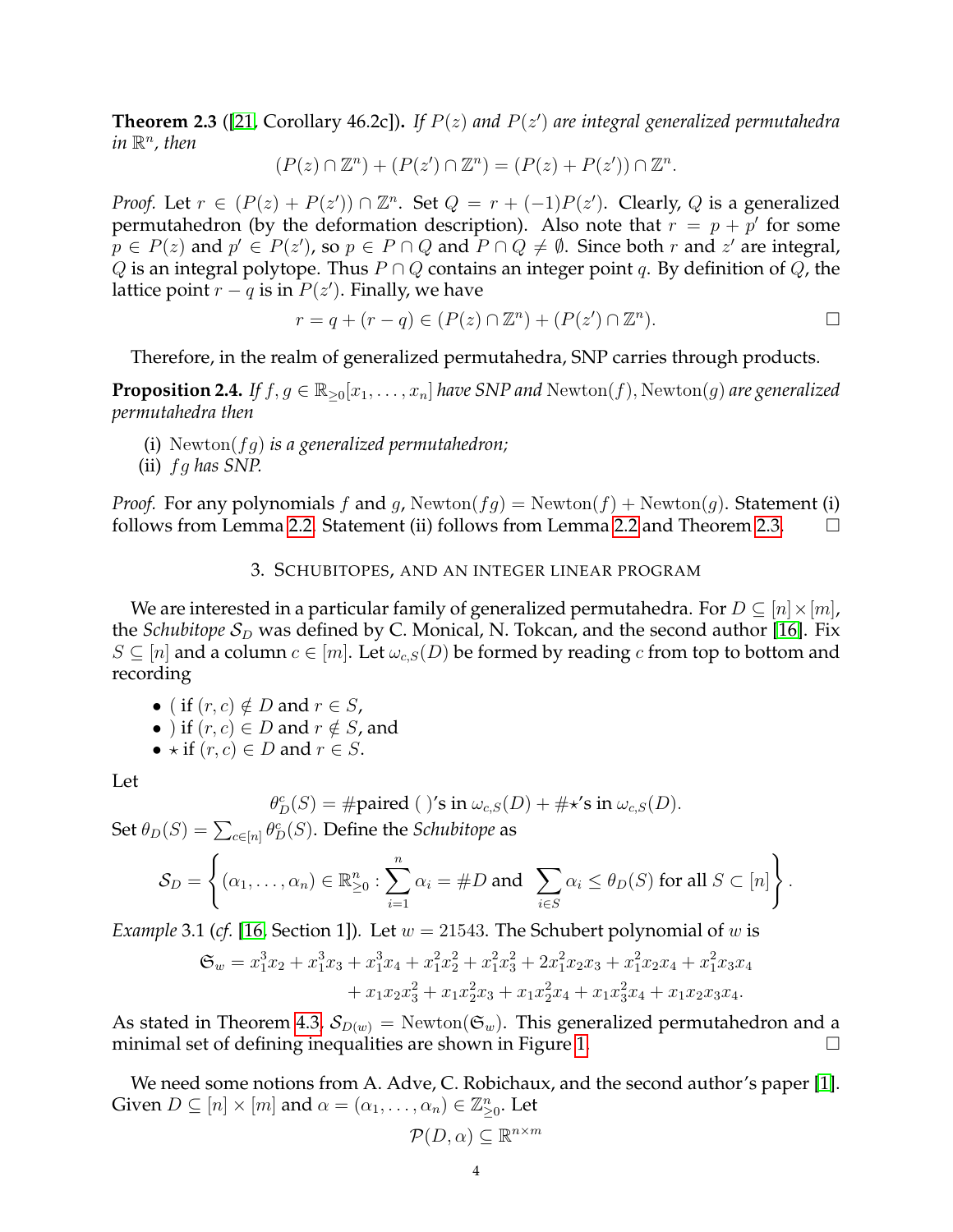**Theorem 2.3** ([21, Corollary 46.2c]). *If $P(z)$ and $P(z')$ are integral generalized permutahedra in $\mathbb{R}^n$, then*

$$(P(z) \cap \mathbb{Z}^n) + (P(z') \cap \mathbb{Z}^n) = (P(z) + P(z')) \cap \mathbb{Z}^n.$$

*Proof.* Let $r \in (P(z) + P(z')) \cap \mathbb{Z}^n$. Set $Q = r + (-1)P(z')$. Clearly, $Q$ is a generalized permutahedron (by the deformation description). Also note that $r = p + p'$ for some $p \in P(z)$ and $p' \in P(z')$, so $p \in P \cap Q$ and $P \cap Q \neq \emptyset$. Since both $r$ and $z'$ are integral, $Q$ is an integral polytope. Thus $P \cap Q$ contains an integer point $q$. By definition of $Q$, the lattice point $r - q$ is in $P(z')$. Finally, we have

$$r = q + (r - q) \in (P(z) \cap \mathbb{Z}^n) + (P(z') \cap \mathbb{Z}^n). \qquad \square$$

Therefore, in the realm of generalized permutahedra, SNP carries through products.

**Proposition 2.4.** *If $f, g \in \mathbb{R}_{\geq 0}[x_1, \ldots, x_n]$ have SNP and $\mathrm{Newton}(f)$, $\mathrm{Newton}(g)$ are generalized permutahedra then*

(i) *$\mathrm{Newton}(fg)$ is a generalized permutahedron;*
(ii) *$fg$ has SNP.*

*Proof.* For any polynomials $f$ and $g$, $\mathrm{Newton}(fg) = \mathrm{Newton}(f) + \mathrm{Newton}(g)$. Statement (i) follows from Lemma 2.2. Statement (ii) follows from Lemma 2.2 and Theorem 2.3. $\square$

## 3. Schubitopes, and an integer linear program

We are interested in a particular family of generalized permutahedra. For $D \subseteq [n] \times [m]$, the *Schubitope* $\mathcal{S}_D$ was defined by C. Monical, N. Tokcan, and the second author [16]. Fix $S \subseteq [n]$ and a column $c \in [m]$. Let $\omega_{c,S}(D)$ be formed by reading $c$ from top to bottom and recording

- ( if $(r, c) \notin D$ and $r \in S$,
- ) if $(r, c) \in D$ and $r \notin S$, and
- $\star$ if $(r, c) \in D$ and $r \in S$.

Let

$$\theta_D^c(S) = \#\text{paired ( )'s in } \omega_{c,S}(D) + \#\star\text{'s in } \omega_{c,S}(D).$$

Set $\theta_D(S) = \sum_{c \in [n]} \theta_D^c(S)$. Define the *Schubitope* as

$$\mathcal{S}_D = \left\{ (\alpha_1, \ldots, \alpha_n) \in \mathbb{R}^n_{\geq 0} : \sum_{i=1}^{n} \alpha_i = \#D \text{ and } \sum_{i \in S} \alpha_i \leq \theta_D(S) \text{ for all } S \subset [n] \right\}.$$

*Example* 3.1 (*cf.* [16, Section 1]). Let $w = 21543$. The Schubert polynomial of $w$ is

$$\begin{aligned}\mathfrak{S}_w = {} & x_1^3 x_2 + x_1^3 x_3 + x_1^3 x_4 + x_1^2 x_2^2 + x_1^2 x_3^2 + 2x_1^2 x_2 x_3 + x_1^2 x_2 x_4 + x_1^2 x_3 x_4 \\ & + x_1 x_2 x_3^2 + x_1 x_2^2 x_3 + x_1 x_2^2 x_4 + x_1 x_3^2 x_4 + x_1 x_2 x_3 x_4.\end{aligned}$$

As stated in Theorem 4.3, $\mathcal{S}_{D(w)} = \mathrm{Newton}(\mathfrak{S}_w)$. This generalized permutahedron and a minimal set of defining inequalities are shown in Figure 1. $\square$

We need some notions from A. Adve, C. Robichaux, and the second author's paper [1]. Given $D \subseteq [n] \times [m]$ and $\alpha = (\alpha_1, \ldots, \alpha_n) \in \mathbb{Z}^n_{\geq 0}$. Let

$$\mathcal{P}(D, \alpha) \subseteq \mathbb{R}^{n \times m}$$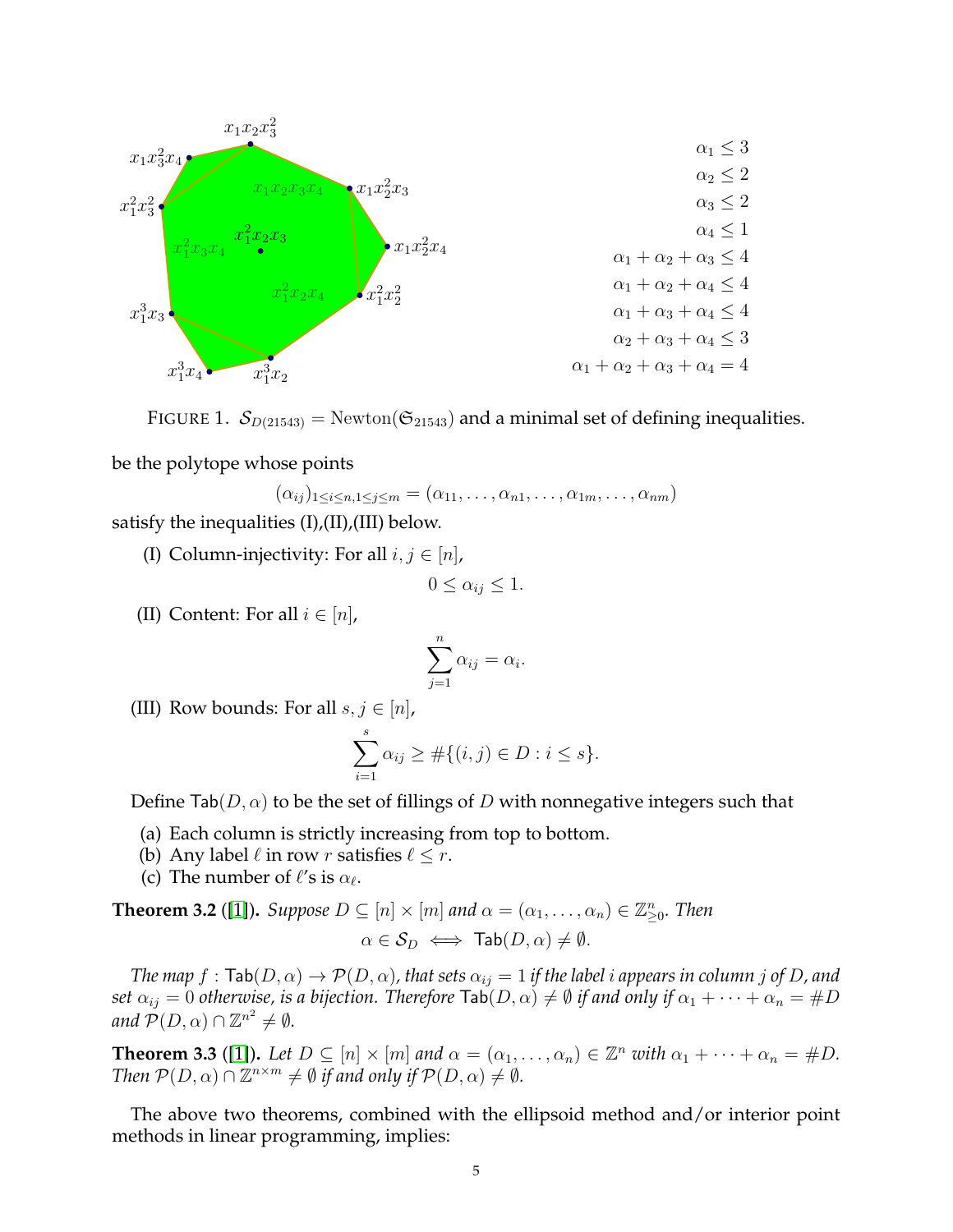$$\alpha_1 \le 3$$
$$\alpha_2 \le 2$$
$$\alpha_3 \le 2$$
$$\alpha_4 \le 1$$
$$\alpha_1 + \alpha_2 + \alpha_3 \le 4$$
$$\alpha_1 + \alpha_2 + \alpha_4 \le 4$$
$$\alpha_1 + \alpha_3 + \alpha_4 \le 4$$
$$\alpha_2 + \alpha_3 + \alpha_4 \le 3$$
$$\alpha_1 + \alpha_2 + \alpha_3 + \alpha_4 = 4$$

FIGURE 1. $\mathcal{S}_{D(21543)} = \mathrm{Newton}(\mathfrak{S}_{21543})$ and a minimal set of defining inequalities.

be the polytope whose points

$$(\alpha_{ij})_{1\le i\le n, 1\le j\le m} = (\alpha_{11}, \ldots, \alpha_{n1}, \ldots, \alpha_{1m}, \ldots, \alpha_{nm})$$

satisfy the inequalities (I),(II),(III) below.

(I) Column-injectivity: For all $i, j \in [n]$,

$$0 \le \alpha_{ij} \le 1.$$

(II) Content: For all $i \in [n]$,

$$\sum_{j=1}^{n} \alpha_{ij} = \alpha_i.$$

(III) Row bounds: For all $s, j \in [n]$,

$$\sum_{i=1}^{s} \alpha_{ij} \ge \#\{(i,j) \in D : i \le s\}.$$

Define $\mathsf{Tab}(D, \alpha)$ to be the set of fillings of $D$ with nonnegative integers such that

(a) Each column is strictly increasing from top to bottom.
(b) Any label $\ell$ in row $r$ satisfies $\ell \le r$.
(c) The number of $\ell$'s is $\alpha_\ell$.

**Theorem 3.2** ([1]). *Suppose $D \subseteq [n] \times [m]$ and $\alpha = (\alpha_1, \ldots, \alpha_n) \in \mathbb{Z}^n_{\ge 0}$. Then*

$$\alpha \in \mathcal{S}_D \iff \mathsf{Tab}(D, \alpha) \ne \emptyset.$$

*The map $f : \mathsf{Tab}(D, \alpha) \to \mathcal{P}(D, \alpha)$, that sets $\alpha_{ij} = 1$ if the label $i$ appears in column $j$ of $D$, and set $\alpha_{ij} = 0$ otherwise, is a bijection. Therefore $\mathsf{Tab}(D, \alpha) \ne \emptyset$ if and only if $\alpha_1 + \cdots + \alpha_n = \#D$ and $\mathcal{P}(D, \alpha) \cap \mathbb{Z}^{n^2} \ne \emptyset$.*

**Theorem 3.3** ([1]). *Let $D \subseteq [n] \times [m]$ and $\alpha = (\alpha_1, \ldots, \alpha_n) \in \mathbb{Z}^n$ with $\alpha_1 + \cdots + \alpha_n = \#D$. Then $\mathcal{P}(D, \alpha) \cap \mathbb{Z}^{n \times m} \ne \emptyset$ if and only if $\mathcal{P}(D, \alpha) \ne \emptyset$.*

The above two theorems, combined with the ellipsoid method and/or interior point methods in linear programming, implies: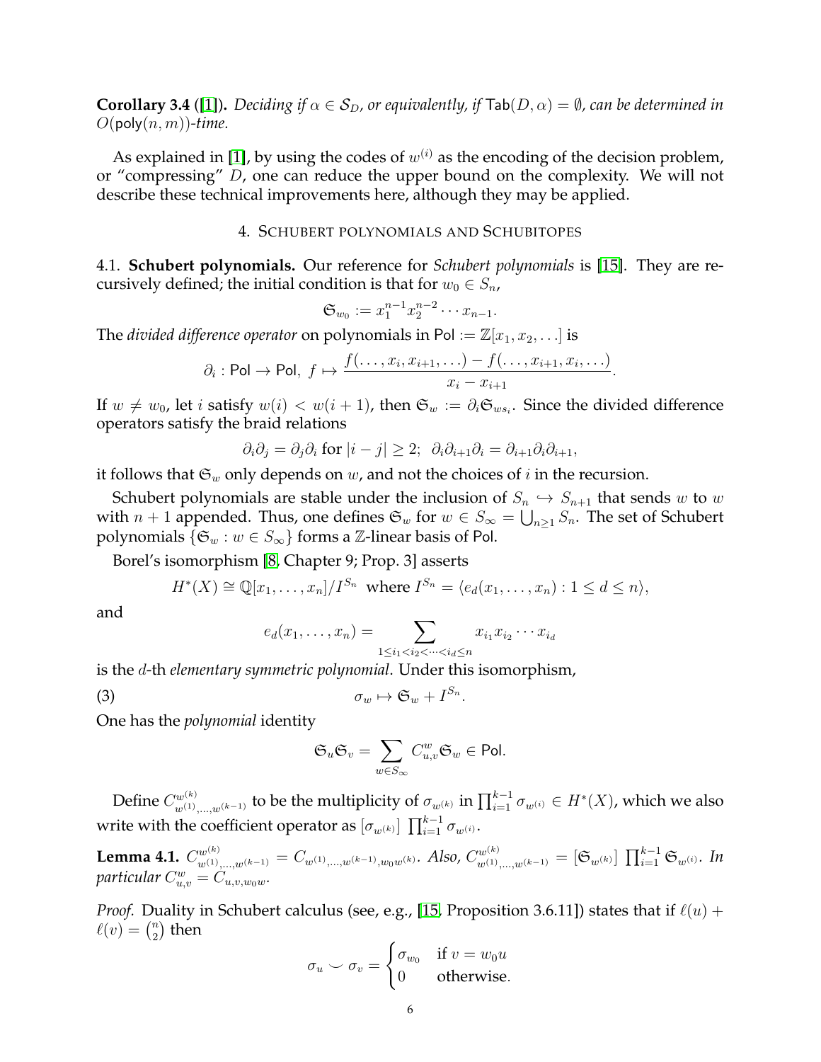**Corollary 3.4** ([1]). *Deciding if $\alpha \in \mathcal{S}_D$, or equivalently, if $\mathsf{Tab}(D,\alpha) = \emptyset$, can be determined in $O(\mathsf{poly}(n,m))$-time.*

As explained in [1], by using the codes of $w^{(i)}$ as the encoding of the decision problem, or "compressing" $D$, one can reduce the upper bound on the complexity. We will not describe these technical improvements here, although they may be applied.

## 4. Schubert polynomials and Schubitopes

4.1. **Schubert polynomials.** Our reference for *Schubert polynomials* is [15]. They are recursively defined; the initial condition is that for $w_0 \in S_n$,

$$\mathfrak{S}_{w_0} := x_1^{n-1} x_2^{n-2} \cdots x_{n-1}.$$

The *divided difference operator* on polynomials in $\mathsf{Pol} := \mathbb{Z}[x_1, x_2, \ldots]$ is

$$\partial_i : \mathsf{Pol} \to \mathsf{Pol},\ f \mapsto \frac{f(\ldots, x_i, x_{i+1}, \ldots) - f(\ldots, x_{i+1}, x_i, \ldots)}{x_i - x_{i+1}}.$$

If $w \neq w_0$, let $i$ satisfy $w(i) < w(i+1)$, then $\mathfrak{S}_w := \partial_i \mathfrak{S}_{ws_i}$. Since the divided difference operators satisfy the braid relations

$$\partial_i \partial_j = \partial_j \partial_i \text{ for } |i-j| \geq 2;\ \ \partial_i \partial_{i+1} \partial_i = \partial_{i+1} \partial_i \partial_{i+1},$$

it follows that $\mathfrak{S}_w$ only depends on $w$, and not the choices of $i$ in the recursion.

Schubert polynomials are stable under the inclusion of $S_n \hookrightarrow S_{n+1}$ that sends $w$ to $w$ with $n+1$ appended. Thus, one defines $\mathfrak{S}_w$ for $w \in S_\infty = \bigcup_{n \geq 1} S_n$. The set of Schubert polynomials $\{\mathfrak{S}_w : w \in S_\infty\}$ forms a $\mathbb{Z}$-linear basis of $\mathsf{Pol}$.

Borel's isomorphism [8, Chapter 9; Prop. 3] asserts

$$H^*(X) \cong \mathbb{Q}[x_1, \ldots, x_n]/I^{S_n} \ \text{ where } I^{S_n} = \langle e_d(x_1, \ldots, x_n) : 1 \leq d \leq n \rangle,$$

and

$$e_d(x_1, \ldots, x_n) = \sum_{1 \leq i_1 < i_2 < \cdots < i_d \leq n} x_{i_1} x_{i_2} \cdots x_{i_d}$$

is the $d$-th *elementary symmetric polynomial*. Under this isomorphism,

$$\sigma_w \mapsto \mathfrak{S}_w + I^{S_n}. \tag{3}$$

One has the *polynomial* identity

$$\mathfrak{S}_u \mathfrak{S}_v = \sum_{w \in S_\infty} C_{u,v}^w \mathfrak{S}_w \in \mathsf{Pol}.$$

Define $C_{w^{(1)},\ldots,w^{(k-1)}}^{w^{(k)}}$ to be the multiplicity of $\sigma_{w^{(k)}}$ in $\prod_{i=1}^{k-1} \sigma_{w^{(i)}} \in H^*(X)$, which we also write with the coefficient operator as $[\sigma_{w^{(k)}}] \prod_{i=1}^{k-1} \sigma_{w^{(i)}}$.

**Lemma 4.1.** *$C_{w^{(1)},\ldots,w^{(k-1)}}^{w^{(k)}} = C_{w^{(1)},\ldots,w^{(k-1)},w_0 w^{(k)}}$. Also, $C_{w^{(1)},\ldots,w^{(k-1)}}^{w^{(k)}} = [\mathfrak{S}_{w^{(k)}}] \prod_{i=1}^{k-1} \mathfrak{S}_{w^{(i)}}$. In particular $C_{u,v}^w = C_{u,v,w_0 w}$.*

*Proof.* Duality in Schubert calculus (see, e.g., [15, Proposition 3.6.11]) states that if $\ell(u) + \ell(v) = \binom{n}{2}$ then

$$\sigma_u \smile \sigma_v = \begin{cases} \sigma_{w_0} & \text{if } v = w_0 u \\ 0 & \text{otherwise.} \end{cases}$$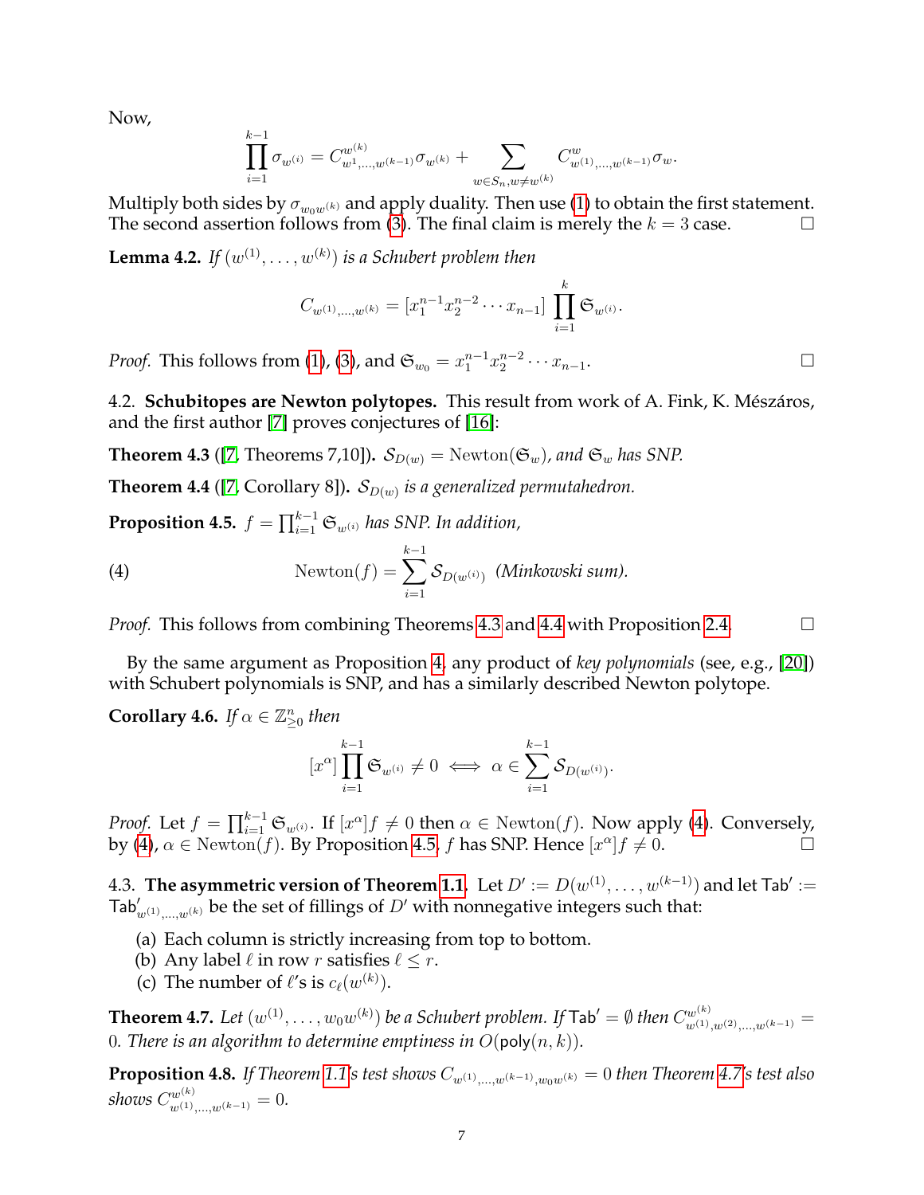Now,

$$\prod_{i=1}^{k-1} \sigma_{w^{(i)}} = C^{w^{(k)}}_{w^1,\ldots,w^{(k-1)}} \sigma_{w^{(k)}} + \sum_{w \in S_n, w \neq w^{(k)}} C^{w}_{w^{(1)},\ldots,w^{(k-1)}} \sigma_w.$$

Multiply both sides by $\sigma_{w_0 w^{(k)}}$ and apply duality. Then use (1) to obtain the first statement. The second assertion follows from (3). The final claim is merely the $k=3$ case. $\square$

**Lemma 4.2.** *If $(w^{(1)},\ldots,w^{(k)})$ is a Schubert problem then*

$$C_{w^{(1)},\ldots,w^{(k)}} = [x_1^{n-1} x_2^{n-2} \cdots x_{n-1}] \prod_{i=1}^{k} \mathfrak{S}_{w^{(i)}}.$$

*Proof.* This follows from (1), (3), and $\mathfrak{S}_{w_0} = x_1^{n-1} x_2^{n-2} \cdots x_{n-1}$. $\square$

4.2. **Schubitopes are Newton polytopes.** This result from work of A. Fink, K. Mészáros, and the first author [7] proves conjectures of [16]:

**Theorem 4.3** ([7, Theorems 7,10]). *$\mathcal{S}_{D(w)} = \mathrm{Newton}(\mathfrak{S}_w)$, and $\mathfrak{S}_w$ has SNP.*

**Theorem 4.4** ([7, Corollary 8]). *$\mathcal{S}_{D(w)}$ is a generalized permutahedron.*

**Proposition 4.5.** *$f = \prod_{i=1}^{k-1} \mathfrak{S}_{w^{(i)}}$ has SNP. In addition,*

$$\mathrm{Newton}(f) = \sum_{i=1}^{k-1} \mathcal{S}_{D(w^{(i)})} \ \ \textit{(Minkowski sum)}. \tag{4}$$

*Proof.* This follows from combining Theorems 4.3 and 4.4 with Proposition 2.4. $\square$

By the same argument as Proposition 4, any product of *key polynomials* (see, e.g., [20]) with Schubert polynomials is SNP, and has a similarly described Newton polytope.

**Corollary 4.6.** *If $\alpha \in \mathbb{Z}^n_{\geq 0}$ then*

$$[x^\alpha] \prod_{i=1}^{k-1} \mathfrak{S}_{w^{(i)}} \neq 0 \iff \alpha \in \sum_{i=1}^{k-1} \mathcal{S}_{D(w^{(i)})}.$$

*Proof.* Let $f = \prod_{i=1}^{k-1} \mathfrak{S}_{w^{(i)}}$. If $[x^\alpha]f \neq 0$ then $\alpha \in \mathrm{Newton}(f)$. Now apply (4). Conversely, by (4), $\alpha \in \mathrm{Newton}(f)$. By Proposition 4.5, $f$ has SNP. Hence $[x^\alpha]f \neq 0$. $\square$

4.3. **The asymmetric version of Theorem 1.1.** Let $D' := D(w^{(1)},\ldots,w^{(k-1)})$ and let $\mathsf{Tab}' := \mathsf{Tab}'_{w^{(1)},\ldots,w^{(k)}}$ be the set of fillings of $D'$ with nonnegative integers such that:

(a) Each column is strictly increasing from top to bottom.
(b) Any label $\ell$ in row $r$ satisfies $\ell \leq r$.
(c) The number of $\ell$'s is $c_\ell(w^{(k)})$.

**Theorem 4.7.** *Let $(w^{(1)},\ldots,w_0 w^{(k)})$ be a Schubert problem. If $\mathsf{Tab}' = \emptyset$ then $C^{w^{(k)}}_{w^{(1)},w^{(2)},\ldots,w^{(k-1)}} = 0$. There is an algorithm to determine emptiness in $O(\mathsf{poly}(n,k))$.*

**Proposition 4.8.** *If Theorem 1.1's test shows $C_{w^{(1)},\ldots,w^{(k-1)},w_0 w^{(k)}} = 0$ then Theorem 4.7's test also shows $C^{w^{(k)}}_{w^{(1)},\ldots,w^{(k-1)}} = 0$.*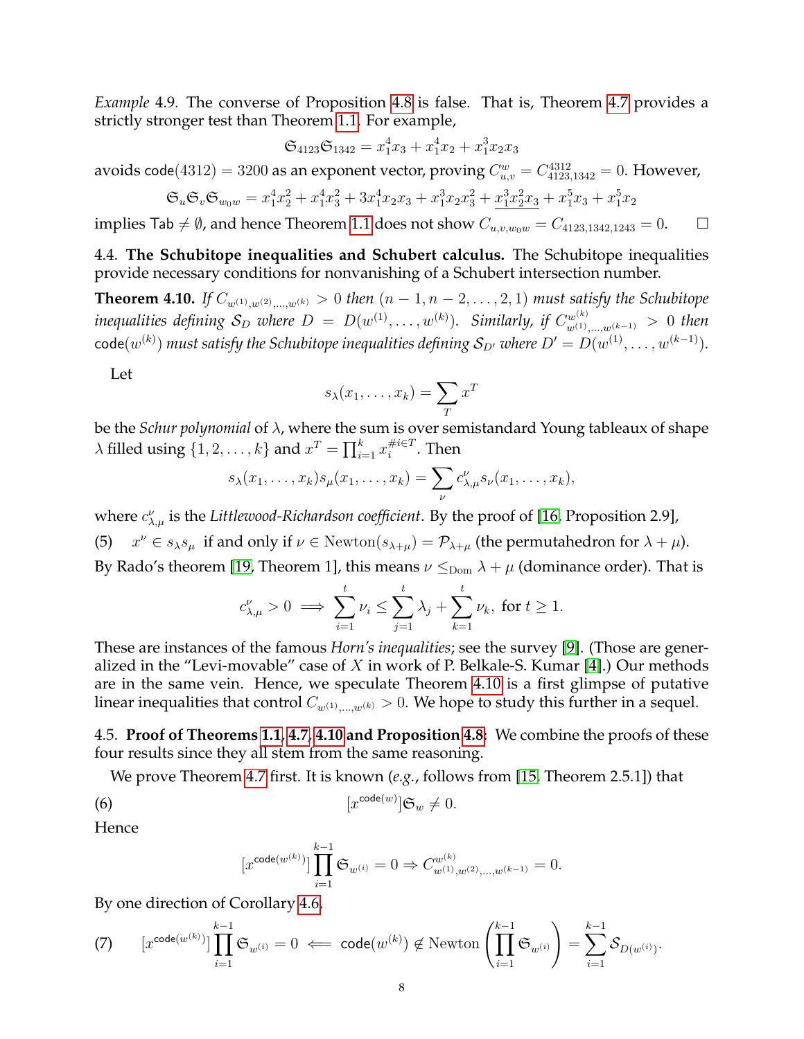*Example* 4.9. The converse of Proposition 4.8 is false. That is, Theorem 4.7 provides a strictly stronger test than Theorem 1.1. For example,

$$\mathfrak{S}_{4123}\mathfrak{S}_{1342} = x_1^4x_3 + x_1^4x_2 + x_1^3x_2x_3$$

avoids $\mathsf{code}(4312) = 3200$ as an exponent vector, proving $C_{u,v}^w = C_{4123,1342}^{4312} = 0$. However,

$$\mathfrak{S}_u\mathfrak{S}_v\mathfrak{S}_{w_0w} = x_1^4x_2^2 + x_1^4x_3^2 + 3x_1^4x_2x_3 + x_1^3x_2x_3^2 + \underline{x_1^3x_2^2x_3} + x_1^5x_3 + x_1^5x_2$$

implies $\mathsf{Tab} \neq \emptyset$, and hence Theorem 1.1 does not show $C_{u,v,w_0w} = C_{4123,1342,1243} = 0$. $\square$

## 4.4. The Schubitope inequalities and Schubert calculus.

The Schubitope inequalities provide necessary conditions for nonvanishing of a Schubert intersection number.

**Theorem 4.10.** *If $C_{w^{(1)},w^{(2)},\ldots,w^{(k)}} > 0$ then $(n-1, n-2, \ldots, 2, 1)$ must satisfy the Schubitope inequalities defining $\mathcal{S}_D$ where $D = D(w^{(1)}, \ldots, w^{(k)})$. Similarly, if $C^{w^{(k)}}_{w^{(1)},\ldots,w^{(k-1)}} > 0$ then $\mathsf{code}(w^{(k)})$ must satisfy the Schubitope inequalities defining $\mathcal{S}_{D'}$ where $D' = D(w^{(1)}, \ldots, w^{(k-1)})$.*

Let

$$s_\lambda(x_1, \ldots, x_k) = \sum_T x^T$$

be the *Schur polynomial* of $\lambda$, where the sum is over semistandard Young tableaux of shape $\lambda$ filled using $\{1, 2, \ldots, k\}$ and $x^T = \prod_{i=1}^k x_i^{\#i\in T}$. Then

$$s_\lambda(x_1, \ldots, x_k)s_\mu(x_1, \ldots, x_k) = \sum_\nu c^\nu_{\lambda,\mu} s_\nu(x_1, \ldots, x_k),$$

where $c^\nu_{\lambda,\mu}$ is the *Littlewood-Richardson coefficient*. By the proof of [16, Proposition 2.9],

$$(5) \quad x^\nu \in s_\lambda s_\mu \text{ if and only if } \nu \in \mathrm{Newton}(s_{\lambda+\mu}) = \mathcal{P}_{\lambda+\mu} \text{ (the permutahedron for } \lambda+\mu).$$

By Rado's theorem [19, Theorem 1], this means $\nu \leq_{\mathrm{Dom}} \lambda + \mu$ (dominance order). That is

$$c^\nu_{\lambda,\mu} > 0 \implies \sum_{i=1}^t \nu_i \leq \sum_{j=1}^t \lambda_j + \sum_{k=1}^t \nu_k, \text{ for } t \geq 1.$$

These are instances of the famous *Horn's inequalities*; see the survey [9]. (Those are generalized in the "Levi-movable" case of $X$ in work of P. Belkale-S. Kumar [4].) Our methods are in the same vein. Hence, we speculate Theorem 4.10 is a first glimpse of putative linear inequalities that control $C_{w^{(1)},\ldots,w^{(k)}} > 0$. We hope to study this further in a sequel.

## 4.5. Proof of Theorems 1.1, 4.7, 4.10 and Proposition 4.8:

We combine the proofs of these four results since they all stem from the same reasoning.

We prove Theorem 4.7 first. It is known (*e.g.*, follows from [15, Theorem 2.5.1]) that

$$(6) \qquad [x^{\mathsf{code}(w)}]\mathfrak{S}_w \neq 0.$$

Hence

$$[x^{\mathsf{code}(w^{(k)})}]\prod_{i=1}^{k-1}\mathfrak{S}_{w^{(i)}} = 0 \Rightarrow C^{w^{(k)}}_{w^{(1)},w^{(2)},\ldots,w^{(k-1)}} = 0.$$

By one direction of Corollary 4.6,

$$(7) \qquad [x^{\mathsf{code}(w^{(k)})}]\prod_{i=1}^{k-1}\mathfrak{S}_{w^{(i)}} = 0 \impliedby \mathsf{code}(w^{(k)}) \notin \mathrm{Newton}\left(\prod_{i=1}^{k-1}\mathfrak{S}_{w^{(i)}}\right) = \sum_{i=1}^{k-1}\mathcal{S}_{D(w^{(i)})}.$$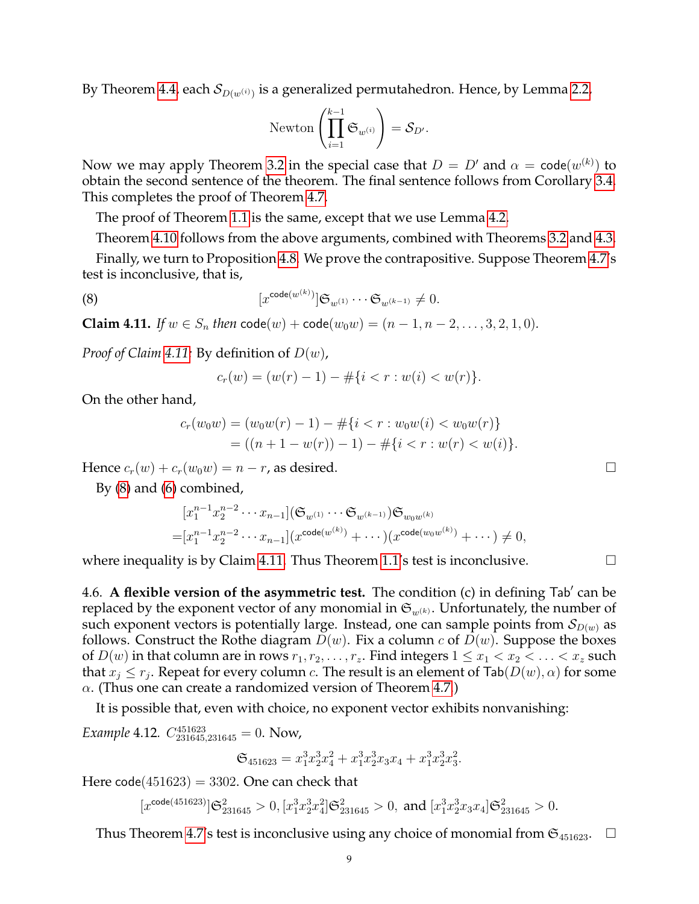By Theorem 4.4, each $\mathcal{S}_{D(w^{(i)})}$ is a generalized permutahedron. Hence, by Lemma 2.2,

$$\text{Newton}\left(\prod_{i=1}^{k-1} \mathfrak{S}_{w^{(i)}}\right) = \mathcal{S}_{D'}.$$

Now we may apply Theorem 3.2 in the special case that $D = D'$ and $\alpha = \mathsf{code}(w^{(k)})$ to obtain the second sentence of the theorem. The final sentence follows from Corollary 3.4. This completes the proof of Theorem 4.7.

The proof of Theorem 1.1 is the same, except that we use Lemma 4.2.

Theorem 4.10 follows from the above arguments, combined with Theorems 3.2 and 4.3.

Finally, we turn to Proposition 4.8. We prove the contrapositive. Suppose Theorem 4.7's test is inconclusive, that is,

$$[x^{\mathsf{code}(w^{(k)})}]\mathfrak{S}_{w^{(1)}} \cdots \mathfrak{S}_{w^{(k-1)}} \neq 0. \tag{8}$$

**Claim 4.11.** *If $w \in S_n$ then* $\mathsf{code}(w) + \mathsf{code}(w_0 w) = (n-1, n-2, \ldots, 3, 2, 1, 0)$.

*Proof of Claim 4.11:* By definition of $D(w)$,

$$c_r(w) = (w(r) - 1) - \#\{i < r : w(i) < w(r)\}.$$

On the other hand,

$$\begin{aligned}c_r(w_0 w) &= (w_0 w(r) - 1) - \#\{i < r : w_0 w(i) < w_0 w(r)\} \\ &= ((n + 1 - w(r)) - 1) - \#\{i < r : w(r) < w(i)\}.\end{aligned}$$

Hence $c_r(w) + c_r(w_0 w) = n - r$, as desired. □

By (8) and (6) combined,

$$\begin{aligned}&[x_1^{n-1}x_2^{n-2}\cdots x_{n-1}](\mathfrak{S}_{w^{(1)}} \cdots \mathfrak{S}_{w^{(k-1)}})\mathfrak{S}_{w_0 w^{(k)}} \\ =&[x_1^{n-1}x_2^{n-2}\cdots x_{n-1}](x^{\mathsf{code}(w^{(k)})} + \cdots)(x^{\mathsf{code}(w_0 w^{(k)})} + \cdots) \neq 0,\end{aligned}$$

where inequality is by Claim 4.11. Thus Theorem 1.1's test is inconclusive. □

4.6. **A flexible version of the asymmetric test.** The condition (c) in defining $\mathsf{Tab}'$ can be replaced by the exponent vector of any monomial in $\mathfrak{S}_{w^{(k)}}$. Unfortunately, the number of such exponent vectors is potentially large. Instead, one can sample points from $\mathcal{S}_{D(w)}$ as follows. Construct the Rothe diagram $D(w)$. Fix a column $c$ of $D(w)$. Suppose the boxes of $D(w)$ in that column are in rows $r_1, r_2, \ldots, r_z$. Find integers $1 \leq x_1 < x_2 < \ldots < x_z$ such that $x_j \leq r_j$. Repeat for every column $c$. The result is an element of $\mathsf{Tab}(D(w), \alpha)$ for some $\alpha$. (Thus one can create a randomized version of Theorem 4.7.)

It is possible that, even with choice, no exponent vector exhibits nonvanishing:

*Example* 4.12. $C_{231645,231645}^{451623} = 0$. Now,

$$\mathfrak{S}_{451623} = x_1^3 x_2^3 x_4^2 + x_1^3 x_2^3 x_3 x_4 + x_1^3 x_2^3 x_3^2.$$

Here $\mathsf{code}(451623) = 3302$. One can check that

$$[x^{\mathsf{code}(451623)}]\mathfrak{S}_{231645}^2 > 0, [x_1^3 x_2^3 x_4^2]\mathfrak{S}_{231645}^2 > 0, \text{ and } [x_1^3 x_2^3 x_3 x_4]\mathfrak{S}_{231645}^2 > 0.$$

Thus Theorem 4.7's test is inconclusive using any choice of monomial from $\mathfrak{S}_{451623}$. □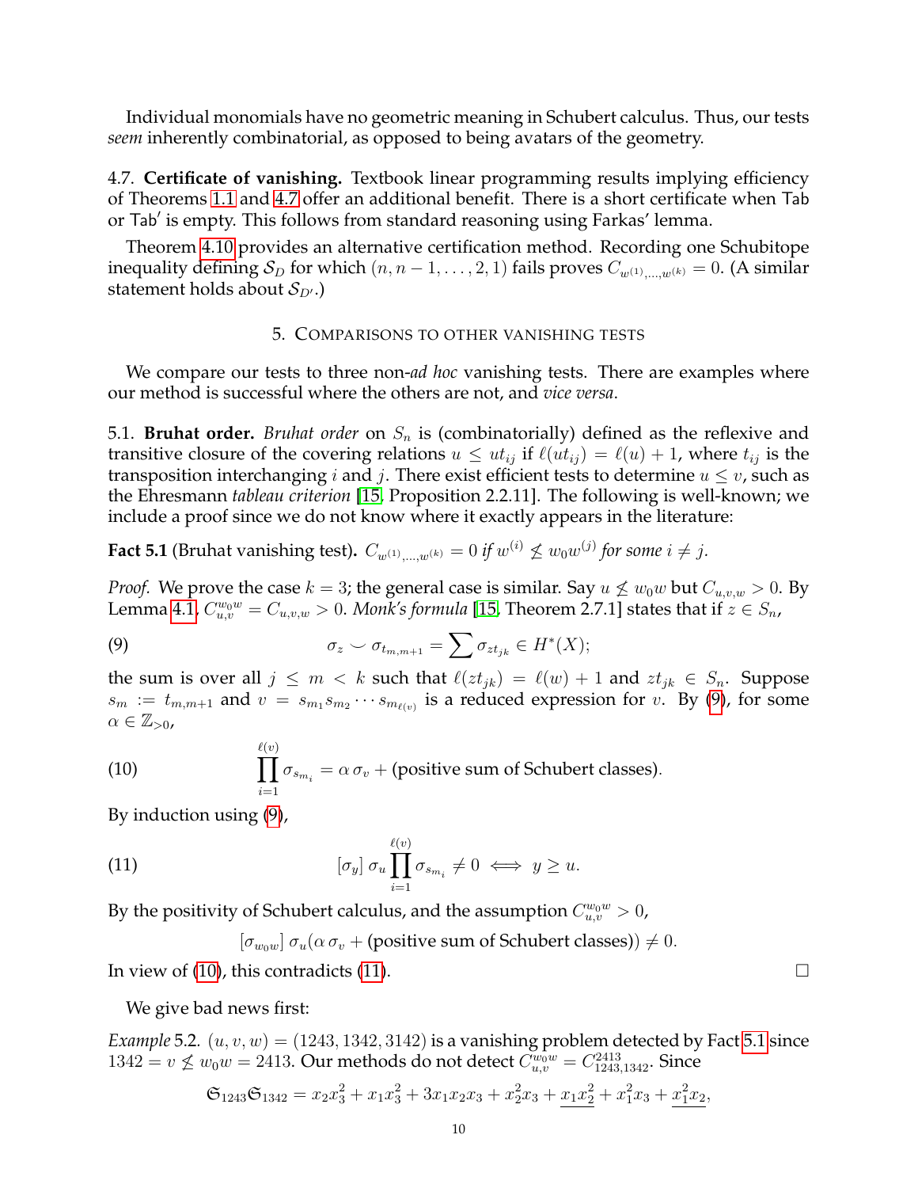Individual monomials have no geometric meaning in Schubert calculus. Thus, our tests *seem* inherently combinatorial, as opposed to being avatars of the geometry.

4.7. **Certificate of vanishing.** Textbook linear programming results implying efficiency of Theorems 1.1 and 4.7 offer an additional benefit. There is a short certificate when Tab or Tab′ is empty. This follows from standard reasoning using Farkas' lemma.

Theorem 4.10 provides an alternative certification method. Recording one Schubitope inequality defining $\mathcal{S}_D$ for which $(n, n-1, \ldots, 2, 1)$ fails proves $C_{w^{(1)},\ldots,w^{(k)}} = 0$. (A similar statement holds about $\mathcal{S}_{D'}$.)

## 5. Comparisons to other vanishing tests

We compare our tests to three non-*ad hoc* vanishing tests. There are examples where our method is successful where the others are not, and *vice versa*.

5.1. **Bruhat order.** *Bruhat order* on $S_n$ is (combinatorially) defined as the reflexive and transitive closure of the covering relations $u \leq ut_{ij}$ if $\ell(ut_{ij}) = \ell(u) + 1$, where $t_{ij}$ is the transposition interchanging $i$ and $j$. There exist efficient tests to determine $u \leq v$, such as the Ehresmann *tableau criterion* [15, Proposition 2.2.11]. The following is well-known; we include a proof since we do not know where it exactly appears in the literature:

**Fact 5.1** (Bruhat vanishing test). *$C_{w^{(1)},\ldots,w^{(k)}} = 0$ if $w^{(i)} \not\leq w_0 w^{(j)}$ for some $i \neq j$.*

*Proof.* We prove the case $k = 3$; the general case is similar. Say $u \not\leq w_0 w$ but $C_{u,v,w} > 0$. By Lemma 4.1, $C_{u,v}^{w_0 w} = C_{u,v,w} > 0$. *Monk's formula* [15, Theorem 2.7.1] states that if $z \in S_n$,

$$\sigma_z \smile \sigma_{t_{m,m+1}} = \sum \sigma_{zt_{jk}} \in H^*(X); \tag{9}$$

the sum is over all $j \leq m < k$ such that $\ell(zt_{jk}) = \ell(w) + 1$ and $zt_{jk} \in S_n$. Suppose $s_m := t_{m,m+1}$ and $v = s_{m_1} s_{m_2} \cdots s_{m_{\ell(v)}}$ is a reduced expression for $v$. By (9), for some $\alpha \in \mathbb{Z}_{>0}$,

$$\prod_{i=1}^{\ell(v)} \sigma_{s_{m_i}} = \alpha\, \sigma_v + (\text{positive sum of Schubert classes}). \tag{10}$$

By induction using (9),

$$[\sigma_y]\, \sigma_u \prod_{i=1}^{\ell(v)} \sigma_{s_{m_i}} \neq 0 \iff y \geq u. \tag{11}$$

By the positivity of Schubert calculus, and the assumption $C_{u,v}^{w_0 w} > 0$,

$$[\sigma_{w_0 w}]\, \sigma_u(\alpha\, \sigma_v + (\text{positive sum of Schubert classes})) \neq 0.$$

In view of (10), this contradicts (11). $\square$

We give bad news first:

*Example* 5.2. $(u, v, w) = (1243, 1342, 3142)$ is a vanishing problem detected by Fact 5.1 since $1342 = v \not\leq w_0 w = 2413$. Our methods do not detect $C_{u,v}^{w_0 w} = C_{1243,1342}^{2413}$. Since

$$\mathfrak{S}_{1243}\mathfrak{S}_{1342} = x_2 x_3^2 + x_1 x_3^2 + 3x_1 x_2 x_3 + x_2^2 x_3 + \underline{x_1 x_2^2} + x_1^2 x_3 + \underline{x_1^2 x_2},$$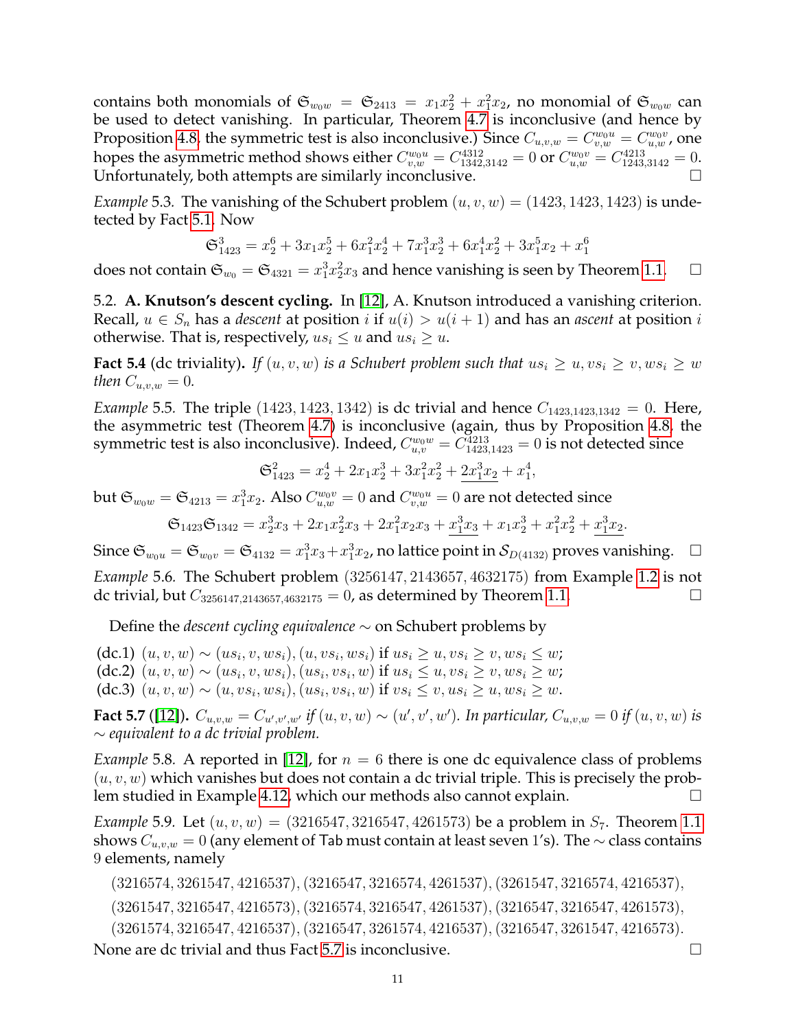contains both monomials of $\mathfrak{S}_{w_0 w} = \mathfrak{S}_{2413} = x_1 x_2^2 + x_1^2 x_2$, no monomial of $\mathfrak{S}_{w_0 w}$ can be used to detect vanishing. In particular, Theorem 4.7 is inconclusive (and hence by Proposition 4.8, the symmetric test is also inconclusive.) Since $C_{u,v,w} = C_{v,w}^{w_0 u} = C_{u,w}^{w_0 v}$, one hopes the asymmetric method shows either $C_{v,w}^{w_0 u} = C_{1342,3142}^{4312} = 0$ or $C_{u,w}^{w_0 v} = C_{1243,3142}^{4213} = 0$. Unfortunately, both attempts are similarly inconclusive. □

*Example* 5.3. The vanishing of the Schubert problem $(u, v, w) = (1423, 1423, 1423)$ is undetected by Fact 5.1. Now

$$\mathfrak{S}_{1423}^3 = x_2^6 + 3x_1 x_2^5 + 6x_1^2 x_2^4 + 7x_1^3 x_2^3 + 6x_1^4 x_2^2 + 3x_1^5 x_2 + x_1^6$$

does not contain $\mathfrak{S}_{w_0} = \mathfrak{S}_{4321} = x_1^3 x_2^2 x_3$ and hence vanishing is seen by Theorem 1.1. □

5.2. **A. Knutson's descent cycling.** In [12], A. Knutson introduced a vanishing criterion. Recall, $u \in S_n$ has a *descent* at position $i$ if $u(i) > u(i+1)$ and has an *ascent* at position $i$ otherwise. That is, respectively, $us_i \leq u$ and $us_i \geq u$.

**Fact 5.4** (dc triviality). *If $(u, v, w)$ is a Schubert problem such that $us_i \geq u, vs_i \geq v, ws_i \geq w$ then $C_{u,v,w} = 0$.*

*Example* 5.5. The triple $(1423, 1423, 1342)$ is dc trivial and hence $C_{1423,1423,1342} = 0$. Here, the asymmetric test (Theorem 4.7) is inconclusive (again, thus by Proposition 4.8, the symmetric test is also inconclusive). Indeed, $C_{u,v}^{w_0 w} = C_{1423,1423}^{4213} = 0$ is not detected since

$$\mathfrak{S}_{1423}^2 = x_2^4 + 2x_1 x_2^3 + 3x_1^2 x_2^2 + \underline{2x_1^3 x_2} + x_1^4,$$

but $\mathfrak{S}_{w_0 w} = \mathfrak{S}_{4213} = x_1^3 x_2$. Also $C_{u,w}^{w_0 v} = 0$ and $C_{v,w}^{w_0 u} = 0$ are not detected since

$$\mathfrak{S}_{1423}\mathfrak{S}_{1342} = x_2^3 x_3 + 2x_1 x_2^2 x_3 + 2x_1^2 x_2 x_3 + \underline{x_1^3 x_3} + x_1 x_2^3 + x_1^2 x_2^2 + \underline{x_1^3 x_2}.$$

Since $\mathfrak{S}_{w_0 u} = \mathfrak{S}_{w_0 v} = \mathfrak{S}_{4132} = x_1^3 x_3 + x_1^3 x_2$, no lattice point in $\mathcal{S}_{D(4132)}$ proves vanishing. □

*Example* 5.6. The Schubert problem $(3256147, 2143657, 4632175)$ from Example 1.2 is not dc trivial, but $C_{3256147,2143657,4632175} = 0$, as determined by Theorem 1.1. □

Define the *descent cycling equivalence* $\sim$ on Schubert problems by

(dc.1) $(u, v, w) \sim (us_i, v, ws_i), (u, vs_i, ws_i)$ if $us_i \geq u, vs_i \geq v, ws_i \leq w$;
(dc.2) $(u, v, w) \sim (us_i, v, ws_i), (us_i, vs_i, w)$ if $us_i \leq u, vs_i \geq v, ws_i \geq w$;
(dc.3) $(u, v, w) \sim (u, vs_i, ws_i), (us_i, vs_i, w)$ if $vs_i \leq v, us_i \geq u, ws_i \geq w$.

**Fact 5.7** ([12]). *$C_{u,v,w} = C_{u',v',w'}$ if $(u, v, w) \sim (u', v', w')$. In particular, $C_{u,v,w} = 0$ if $(u, v, w)$ is $\sim$ equivalent to a dc trivial problem.*

*Example* 5.8. A reported in [12], for $n = 6$ there is one dc equivalence class of problems $(u, v, w)$ which vanishes but does not contain a dc trivial triple. This is precisely the problem studied in Example 4.12, which our methods also cannot explain. □

*Example* 5.9. Let $(u, v, w) = (3216547, 3216547, 4261573)$ be a problem in $S_7$. Theorem 1.1 shows $C_{u,v,w} = 0$ (any element of $\mathsf{Tab}$ must contain at least seven 1's). The $\sim$ class contains 9 elements, namely

$(3216574, 3261547, 4216537), (3216547, 3216574, 4261537), (3261547, 3216574, 4216537),$
$(3261547, 3216547, 4216573), (3216574, 3216547, 4261537), (3216547, 3216547, 4261573),$
$(3261574, 3216547, 4216537), (3216547, 3261574, 4216537), (3216547, 3261547, 4216573).$

None are dc trivial and thus Fact 5.7 is inconclusive. □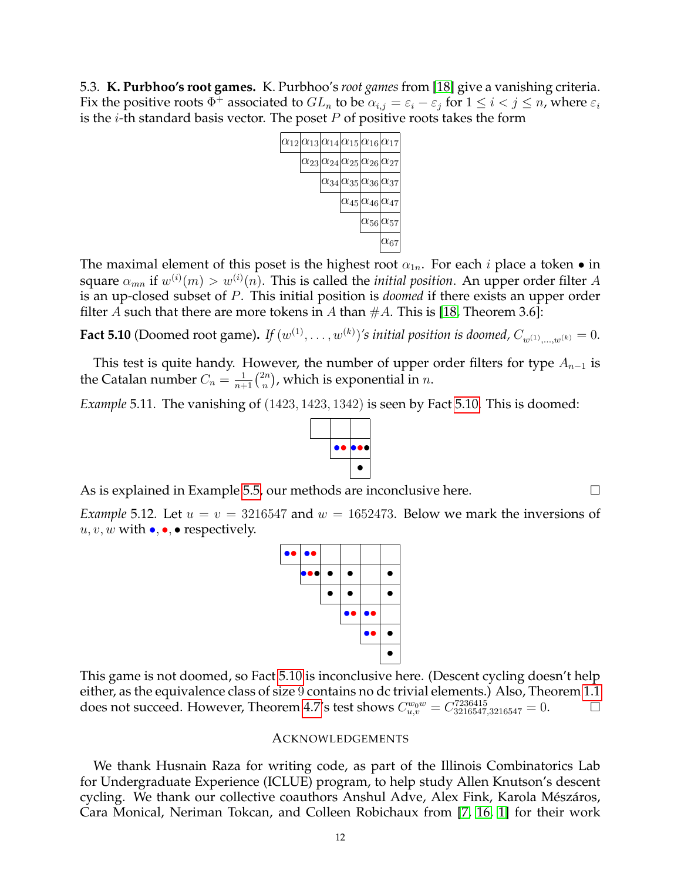5.3. **K. Purbhoo's root games.** K. Purbhoo's *root games* from [18] give a vanishing criteria. Fix the positive roots $\Phi^+$ associated to $GL_n$ to be $\alpha_{i,j} = \varepsilon_i - \varepsilon_j$ for $1 \le i < j \le n$, where $\varepsilon_i$ is the $i$-th standard basis vector. The poset $P$ of positive roots takes the form

| $\alpha_{12}$ | $\alpha_{13}$ | $\alpha_{14}$ | $\alpha_{15}$ | $\alpha_{16}$ | $\alpha_{17}$ |
|---|---|---|---|---|---|
| | $\alpha_{23}$ | $\alpha_{24}$ | $\alpha_{25}$ | $\alpha_{26}$ | $\alpha_{27}$ |
| | | $\alpha_{34}$ | $\alpha_{35}$ | $\alpha_{36}$ | $\alpha_{37}$ |
| | | | $\alpha_{45}$ | $\alpha_{46}$ | $\alpha_{47}$ |
| | | | | $\alpha_{56}$ | $\alpha_{57}$ |
| | | | | | $\alpha_{67}$ |

The maximal element of this poset is the highest root $\alpha_{1n}$. For each $i$ place a token $\bullet$ in square $\alpha_{mn}$ if $w^{(i)}(m) > w^{(i)}(n)$. This is called the *initial position*. An upper order filter $A$ is an up-closed subset of $P$. This initial position is *doomed* if there exists an upper order filter $A$ such that there are more tokens in $A$ than $\#A$. This is [18, Theorem 3.6]:

**Fact 5.10** (Doomed root game). *If $(w^{(1)}, \dots, w^{(k)})$'s initial position is doomed, $C_{w^{(1)},\dots,w^{(k)}} = 0$.*

This test is quite handy. However, the number of upper order filters for type $A_{n-1}$ is the Catalan number $C_n = \frac{1}{n+1}\binom{2n}{n}$, which is exponential in $n$.

*Example* 5.11. The vanishing of $(1423, 1423, 1342)$ is seen by Fact 5.10. This is doomed:

| | | |
|---|---|---|
| | ●● (blue, red) | ●●● (blue, red, black) |
| | | ● (black) |

As is explained in Example 5.5, our methods are inconclusive here. □

*Example* 5.12. Let $u = v = 3216547$ and $w = 1652473$. Below we mark the inversions of $u, v, w$ with $\bullet$, $\bullet$, $\bullet$ respectively.

| ●● (blue, red) | ●● (blue, red) | | | | |
|---|---|---|---|---|---|
| | ●●● (blue, red, black) | ● | ● | | ● |
| | | ● | ● | | ● |
| | | | ●● (blue, red) | ●● (blue, red) | |
| | | | | ●● (blue, red) | ● |
| | | | | | ● |

This game is not doomed, so Fact 5.10 is inconclusive here. (Descent cycling doesn't help either, as the equivalence class of size 9 contains no dc trivial elements.) Also, Theorem 1.1 does not succeed. However, Theorem 4.7's test shows $C_{u,v}^{w_0 w} = C_{3216547,3216547}^{7236415} = 0$. □

## Acknowledgements

We thank Husnain Raza for writing code, as part of the Illinois Combinatorics Lab for Undergraduate Experience (ICLUE) program, to help study Allen Knutson's descent cycling. We thank our collective coauthors Anshul Adve, Alex Fink, Karola Mészáros, Cara Monical, Neriman Tokcan, and Colleen Robichaux from [7, 16, 1] for their work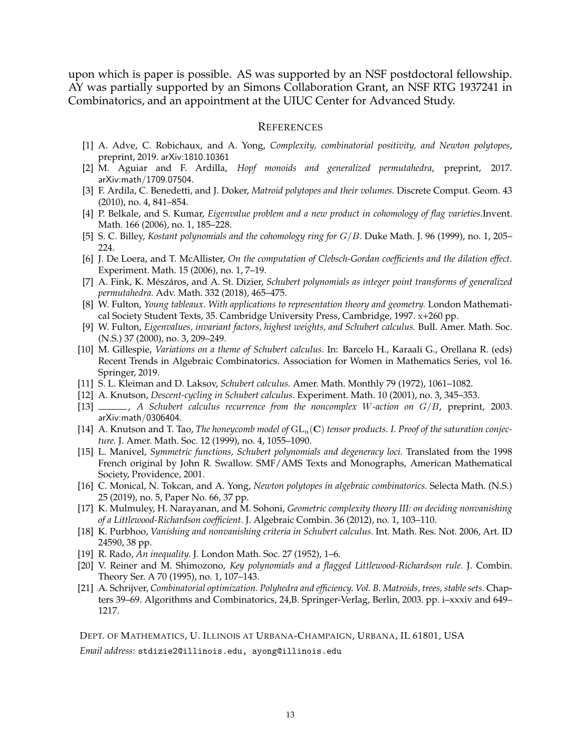upon which is paper is possible. AS was supported by an NSF postdoctoral fellowship. AY was partially supported by an Simons Collaboration Grant, an NSF RTG 1937241 in Combinatorics, and an appointment at the UIUC Center for Advanced Study.

## References

[1] A. Adve, C. Robichaux, and A. Yong, *Complexity, combinatorial positivity, and Newton polytopes*, preprint, 2019. arXiv:1810.10361

[2] M. Aguiar and F. Ardilla, *Hopf monoids and generalized permutahedra*, preprint, 2017. arXiv:math/1709.07504.

[3] F. Ardila, C. Benedetti, and J. Doker, *Matroid polytopes and their volumes.* Discrete Comput. Geom. 43 (2010), no. 4, 841–854.

[4] P. Belkale, and S. Kumar, *Eigenvalue problem and a new product in cohomology of flag varieties.*Invent. Math. 166 (2006), no. 1, 185–228.

[5] S. C. Billey, *Kostant polynomials and the cohomology ring for $G/B$.* Duke Math. J. 96 (1999), no. 1, 205–224.

[6] J. De Loera, and T. McAllister, *On the computation of Clebsch-Gordan coefficients and the dilation effect.* Experiment. Math. 15 (2006), no. 1, 7–19.

[7] A. Fink, K. Mészáros, and A. St. Dizier, *Schubert polynomials as integer point transforms of generalized permutahedra.* Adv. Math. 332 (2018), 465–475.

[8] W. Fulton, *Young tableaux. With applications to representation theory and geometry.* London Mathematical Society Student Texts, 35. Cambridge University Press, Cambridge, 1997. x+260 pp.

[9] W. Fulton, *Eigenvalues, invariant factors, highest weights, and Schubert calculus.* Bull. Amer. Math. Soc. (N.S.) 37 (2000), no. 3, 209–249.

[10] M. Gillespie, *Variations on a theme of Schubert calculus.* In: Barcelo H., Karaali G., Orellana R. (eds) Recent Trends in Algebraic Combinatorics. Association for Women in Mathematics Series, vol 16. Springer, 2019.

[11] S. L. Kleiman and D. Laksov, *Schubert calculus.* Amer. Math. Monthly 79 (1972), 1061–1082.

[12] A. Knutson, *Descent-cycling in Schubert calculus.* Experiment. Math. 10 (2001), no. 3, 345–353.

[13] ———, *A Schubert calculus recurrence from the noncomplex $W$-action on $G/B$*, preprint, 2003. arXiv:math/0306404.

[14] A. Knutson and T. Tao, *The honeycomb model of $\mathrm{GL}_n(\mathbf{C})$ tensor products. I. Proof of the saturation conjecture.* J. Amer. Math. Soc. 12 (1999), no. 4, 1055–1090.

[15] L. Manivel, *Symmetric functions, Schubert polynomials and degeneracy loci*. Translated from the 1998 French original by John R. Swallow. SMF/AMS Texts and Monographs, American Mathematical Society, Providence, 2001.

[16] C. Monical, N. Tokcan, and A. Yong, *Newton polytopes in algebraic combinatorics.* Selecta Math. (N.S.) 25 (2019), no. 5, Paper No. 66, 37 pp.

[17] K. Mulmuley, H. Narayanan, and M. Sohoni, *Geometric complexity theory III: on deciding nonvanishing of a Littlewood-Richardson coefficient.* J. Algebraic Combin. 36 (2012), no. 1, 103–110.

[18] K. Purbhoo, *Vanishing and nonvanishing criteria in Schubert calculus.* Int. Math. Res. Not. 2006, Art. ID 24590, 38 pp.

[19] R. Rado, *An inequality.* J. London Math. Soc. 27 (1952), 1–6.

[20] V. Reiner and M. Shimozono, *Key polynomials and a flagged Littlewood-Richardson rule.* J. Combin. Theory Ser. A 70 (1995), no. 1, 107–143.

[21] A. Schrijver, *Combinatorial optimization. Polyhedra and efficiency. Vol. B. Matroids, trees, stable sets.* Chapters 39–69. Algorithms and Combinatorics, 24,B. Springer-Verlag, Berlin, 2003. pp. i–xxxiv and 649–1217.

Dept. of Mathematics, U. Illinois at Urbana-Champaign, Urbana, IL 61801, USA

*Email address*: stdizie2@illinois.edu, ayong@illinois.edu